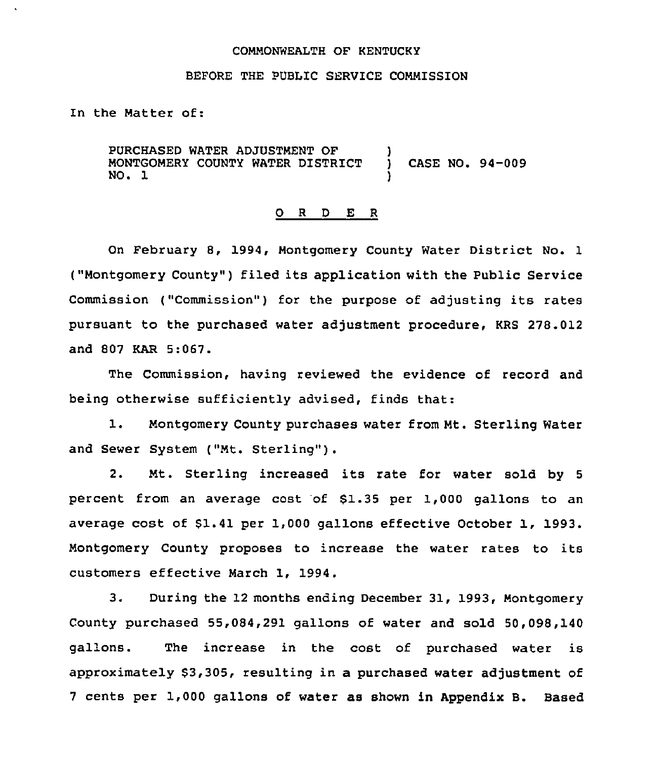COMMONWEALTH OF KENTUCKY

BEFORE THE PUBLIC SERVICE COMMISSION

In the Matter of:

PURCHASED WATER ADJUSTMENT OF MONTGOMERY COUNTY WATER DISTRICT NO. 1 ) CASE NO. 94-009

O R D E R

On February 8, 1994, Montgomery County Water District No. 1 ("Montgomery County") filed its application with the Public Service Commission ("Commission") for the purpose of adjusting its rates pursuant to the purchased water adjustment procedure, KRS 278.012 and 807 KAR 5:067.

The Commission, having reviewed the evidence of record and being otherwise sufficiently advised, finds that:

1. Montgomery County purchases water from Mt. Sterling Water and Sewer System ("Mt. Sterling").

2. Mt. Sterling increased its rate for water sold by 5 percent from an average cost of $1.35 per 1,000 gallons to an average cost of $1.41 per 1,000 gallons effective October 1, 1993. Montgomery County proposes to increase the water rates to its customers effective March 1, 1994.

3. During the 12 months ending December 31, 1993, Montgomery County purchased 55,084,291 gallons of water and sold 50,098,140 gallons. The increase in the cost of purchased water is approximately $3,305, resulting in a purchased water adjustment of 7 cents per 1,000 gallons of water as shown in Appendix B. Based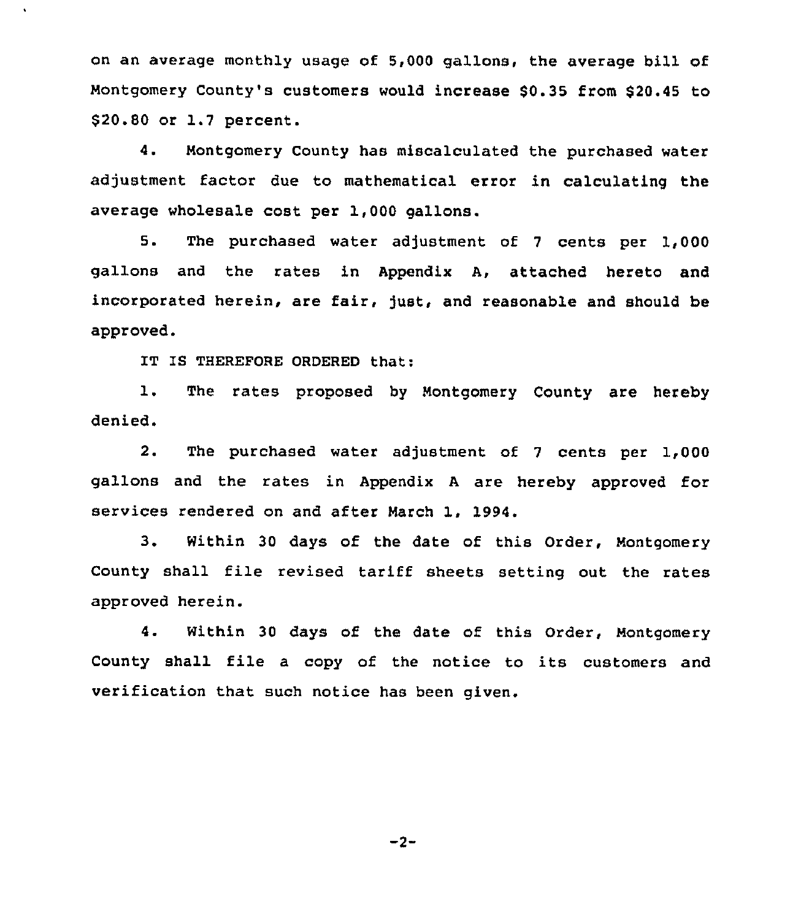on an average monthly usage of 5,000 gallons, the average bill of Montgomery County's customers would increase $0.35 from $20.45 to $20.80 or 1.7 percent.

4. Montgomery County has miscalculated the purchased water adjustment factor due to mathematical error in calculating the average wholesale cost per 1,000 gallons.

5. The purchased water adjustment of 7 cents per 1,000 gallons and the rates in Appendix A, attached hereto and incorporated herein, are fair, just, and reasonable and should be approved.

IT IS THEREFORE ORDERED that:

1. The rates proposed by Montgomery County are hereby denied.

2. The purchased water adjustment of 7 cents per 1,000 gallons and the rates in Appendix A are hereby approved for services rendered on and after March 1, 1994.

3. Within 30 days of the date of this Order, Montgomery County shall file revised tariff sheets setting out the rates approved herein.

4. Within 30 days of the date of this Order, Montgomery County shall file a copy of the notice to its customers and verification that such notice has been given.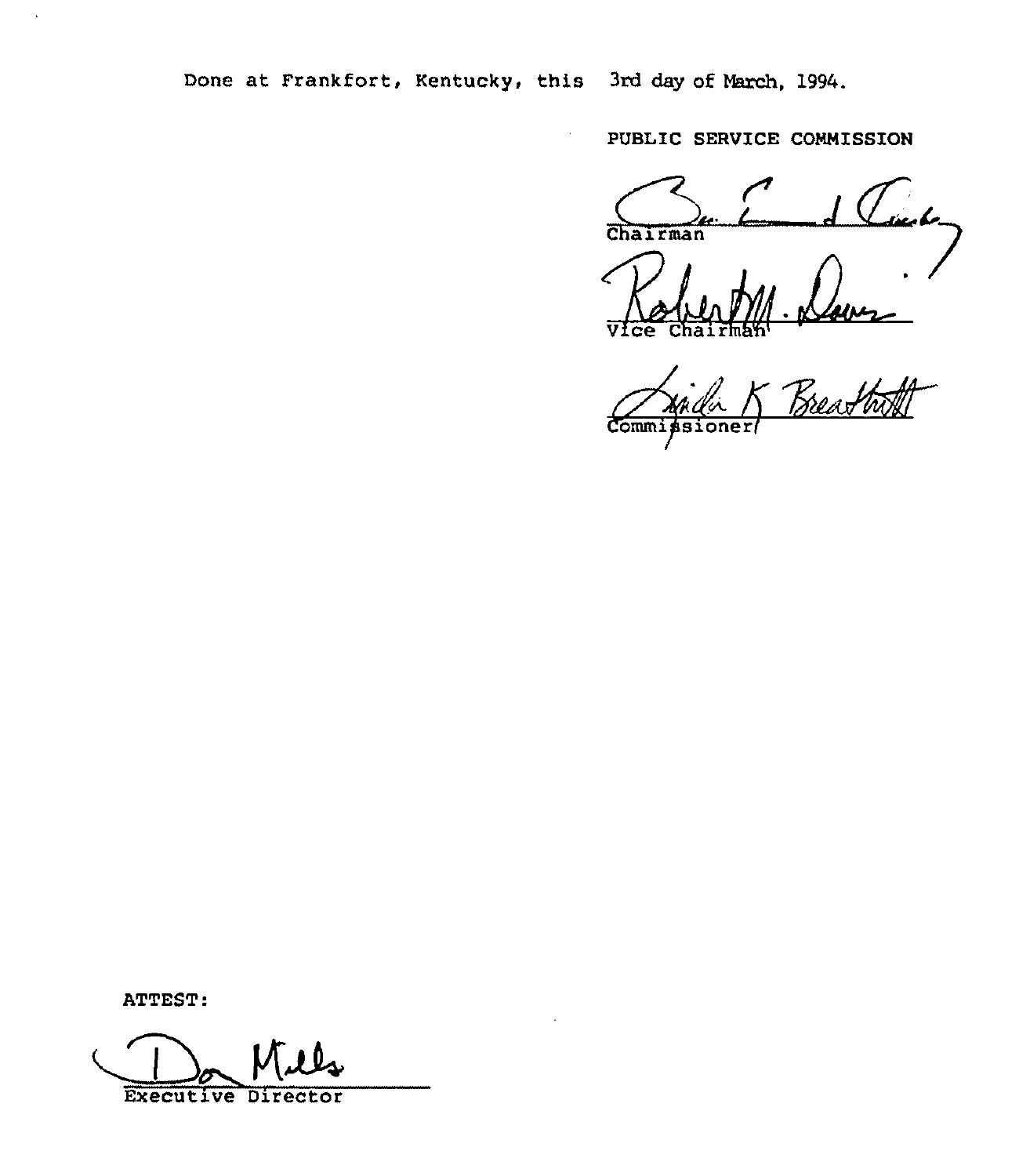Done at Frankfort, Kentucky, this 3rd day of March, 1994.

PUBLIC SERVICE COMMISSION

Chairman

Vice Chairman

Commissioner

ATTEST:

Executive Director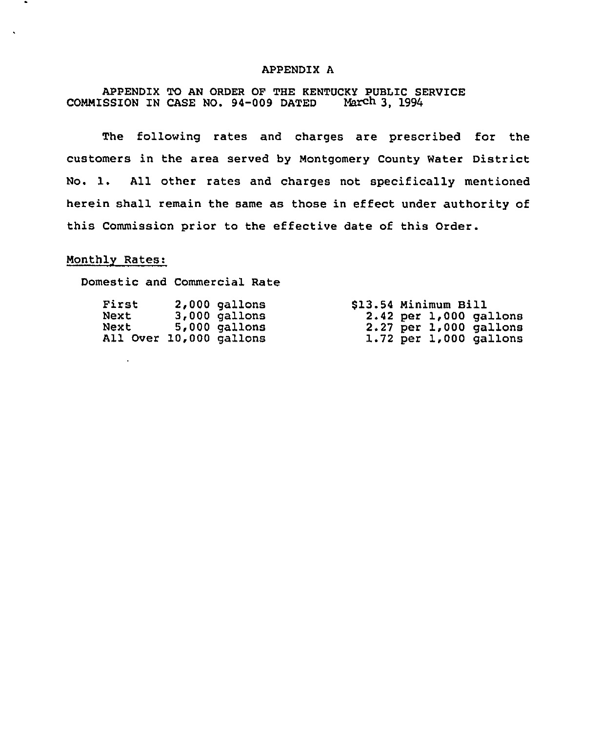# APPENDIX A

APPENDIX TO AN ORDER OF THE KENTUCKY PUBLIC SERVICE COMMISSION IN CASE NO. 94-009 DATED March 3, 1994

The following rates and charges are prescribed for the customers in the area served by Montgomery County Water District No. 1. All other rates and charges not specifically mentioned herein shall remain the same as those in effect under authority of this Commission prior to the effective date of this Order.

Monthly Rates:

Domestic and Commercial Rate

| | | |
|---|---|---|
| First | 2,000 gallons | $13.54 Minimum Bill |
| Next | 3,000 gallons | 2.42 per 1,000 gallons |
| Next | 5,000 gallons | 2.27 per 1,000 gallons |
| All Over | 10,000 gallons | 1.72 per 1,000 gallons |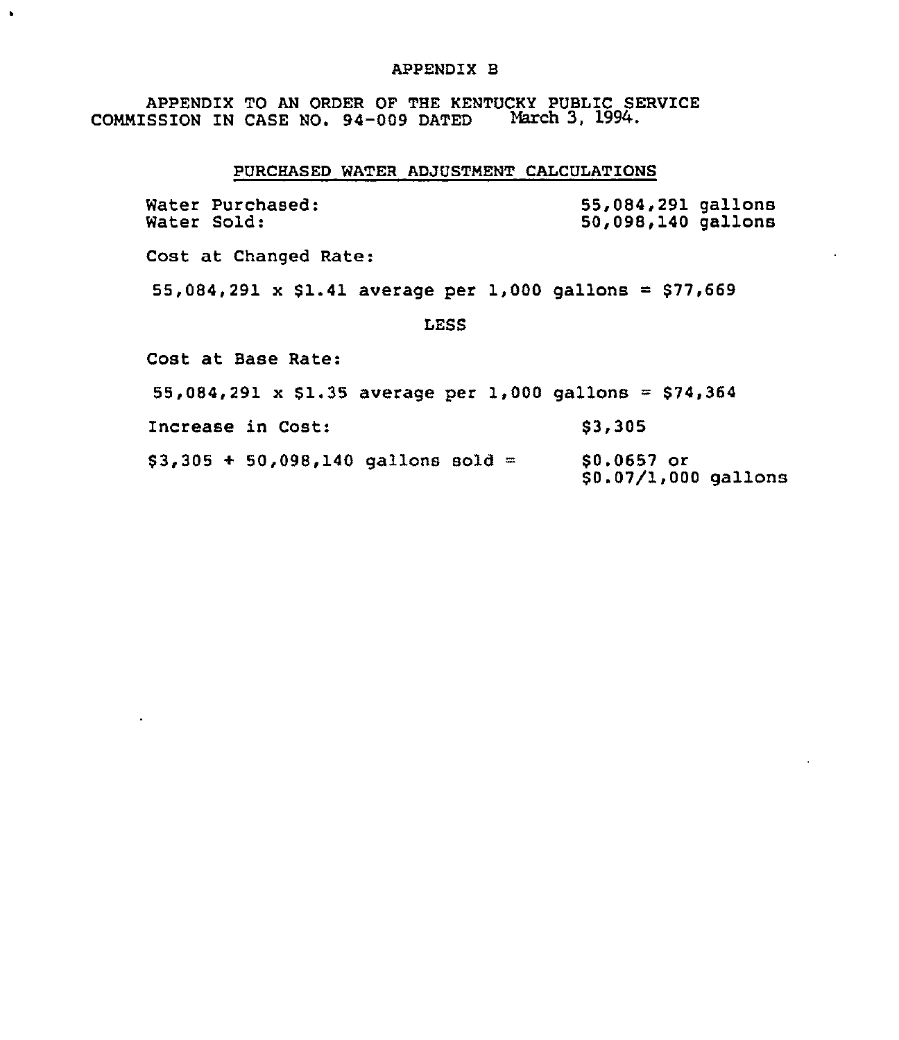APPENDIX B

APPENDIX TO AN ORDER OF THE KENTUCKY PUBLIC SERVICE COMMISSION IN CASE NO. 94-009 DATED March 3, 1994.

PURCHASED WATER ADJUSTMENT CALCULATIONS

| | |
|---|---|
| Water Purchased: | 55,084,291 gallons |
| Water Sold: | 50,098,140 gallons |

Cost at Changed Rate:

55,084,291 x $1.41 average per 1,000 gallons = $77,669

LESS

Cost at Base Rate:

55,084,291 x $1.35 average per 1,000 gallons = $74,364

| | |
|---|---|
| Increase in Cost: | $3,305 |
| $3,305 + 50,098,140 gallons sold = | $0.0657 or $0.07/1,000 gallons |